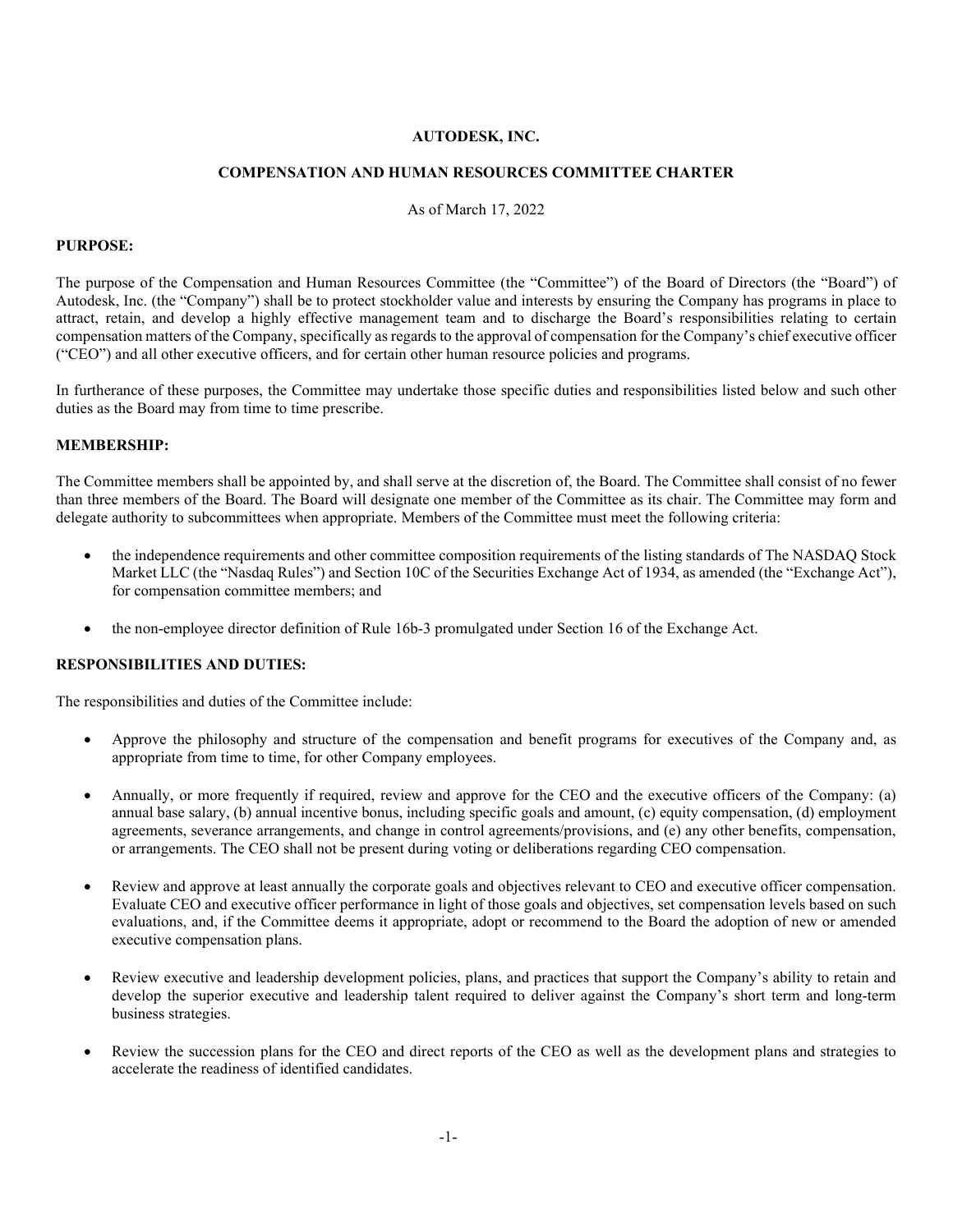**AUTODESK, INC.**

**COMPENSATION AND HUMAN RESOURCES COMMITTEE CHARTER**

As of March 17, 2022

**PURPOSE:**

The purpose of the Compensation and Human Resources Committee (the "Committee") of the Board of Directors (the "Board") of Autodesk, Inc. (the "Company") shall be to protect stockholder value and interests by ensuring the Company has programs in place to attract, retain, and develop a highly effective management team and to discharge the Board's responsibilities relating to certain compensation matters of the Company, specifically as regards to the approval of compensation for the Company's chief executive officer ("CEO") and all other executive officers, and for certain other human resource policies and programs.

In furtherance of these purposes, the Committee may undertake those specific duties and responsibilities listed below and such other duties as the Board may from time to time prescribe.

**MEMBERSHIP:**

The Committee members shall be appointed by, and shall serve at the discretion of, the Board. The Committee shall consist of no fewer than three members of the Board. The Board will designate one member of the Committee as its chair. The Committee may form and delegate authority to subcommittees when appropriate. Members of the Committee must meet the following criteria:

- the independence requirements and other committee composition requirements of the listing standards of The NASDAQ Stock Market LLC (the "Nasdaq Rules") and Section 10C of the Securities Exchange Act of 1934, as amended (the "Exchange Act"), for compensation committee members; and

- the non-employee director definition of Rule 16b-3 promulgated under Section 16 of the Exchange Act.

**RESPONSIBILITIES AND DUTIES:**

The responsibilities and duties of the Committee include:

- Approve the philosophy and structure of the compensation and benefit programs for executives of the Company and, as appropriate from time to time, for other Company employees.

- Annually, or more frequently if required, review and approve for the CEO and the executive officers of the Company: (a) annual base salary, (b) annual incentive bonus, including specific goals and amount, (c) equity compensation, (d) employment agreements, severance arrangements, and change in control agreements/provisions, and (e) any other benefits, compensation, or arrangements. The CEO shall not be present during voting or deliberations regarding CEO compensation.

- Review and approve at least annually the corporate goals and objectives relevant to CEO and executive officer compensation. Evaluate CEO and executive officer performance in light of those goals and objectives, set compensation levels based on such evaluations, and, if the Committee deems it appropriate, adopt or recommend to the Board the adoption of new or amended executive compensation plans.

- Review executive and leadership development policies, plans, and practices that support the Company's ability to retain and develop the superior executive and leadership talent required to deliver against the Company's short term and long-term business strategies.

- Review the succession plans for the CEO and direct reports of the CEO as well as the development plans and strategies to accelerate the readiness of identified candidates.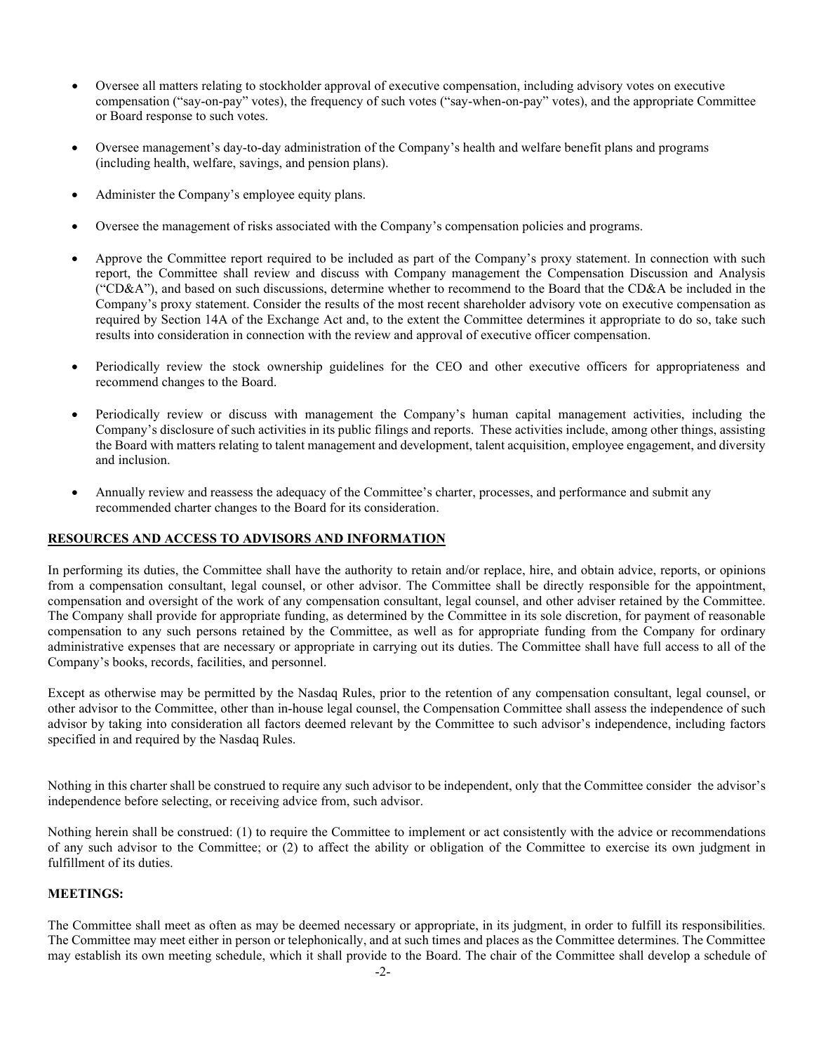- Oversee all matters relating to stockholder approval of executive compensation, including advisory votes on executive compensation ("say-on-pay" votes), the frequency of such votes ("say-when-on-pay" votes), and the appropriate Committee or Board response to such votes.

- Oversee management's day-to-day administration of the Company's health and welfare benefit plans and programs (including health, welfare, savings, and pension plans).

- Administer the Company's employee equity plans.

- Oversee the management of risks associated with the Company's compensation policies and programs.

- Approve the Committee report required to be included as part of the Company's proxy statement. In connection with such report, the Committee shall review and discuss with Company management the Compensation Discussion and Analysis ("CD&A"), and based on such discussions, determine whether to recommend to the Board that the CD&A be included in the Company's proxy statement. Consider the results of the most recent shareholder advisory vote on executive compensation as required by Section 14A of the Exchange Act and, to the extent the Committee determines it appropriate to do so, take such results into consideration in connection with the review and approval of executive officer compensation.

- Periodically review the stock ownership guidelines for the CEO and other executive officers for appropriateness and recommend changes to the Board.

- Periodically review or discuss with management the Company's human capital management activities, including the Company's disclosure of such activities in its public filings and reports. These activities include, among other things, assisting the Board with matters relating to talent management and development, talent acquisition, employee engagement, and diversity and inclusion.

- Annually review and reassess the adequacy of the Committee's charter, processes, and performance and submit any recommended charter changes to the Board for its consideration.

## RESOURCES AND ACCESS TO ADVISORS AND INFORMATION

In performing its duties, the Committee shall have the authority to retain and/or replace, hire, and obtain advice, reports, or opinions from a compensation consultant, legal counsel, or other advisor. The Committee shall be directly responsible for the appointment, compensation and oversight of the work of any compensation consultant, legal counsel, and other adviser retained by the Committee. The Company shall provide for appropriate funding, as determined by the Committee in its sole discretion, for payment of reasonable compensation to any such persons retained by the Committee, as well as for appropriate funding from the Company for ordinary administrative expenses that are necessary or appropriate in carrying out its duties. The Committee shall have full access to all of the Company's books, records, facilities, and personnel.

Except as otherwise may be permitted by the Nasdaq Rules, prior to the retention of any compensation consultant, legal counsel, or other advisor to the Committee, other than in-house legal counsel, the Compensation Committee shall assess the independence of such advisor by taking into consideration all factors deemed relevant by the Committee to such advisor's independence, including factors specified in and required by the Nasdaq Rules.

Nothing in this charter shall be construed to require any such advisor to be independent, only that the Committee consider the advisor's independence before selecting, or receiving advice from, such advisor.

Nothing herein shall be construed: (1) to require the Committee to implement or act consistently with the advice or recommendations of any such advisor to the Committee; or (2) to affect the ability or obligation of the Committee to exercise its own judgment in fulfillment of its duties.

## MEETINGS:

The Committee shall meet as often as may be deemed necessary or appropriate, in its judgment, in order to fulfill its responsibilities. The Committee may meet either in person or telephonically, and at such times and places as the Committee determines. The Committee may establish its own meeting schedule, which it shall provide to the Board. The chair of the Committee shall develop a schedule of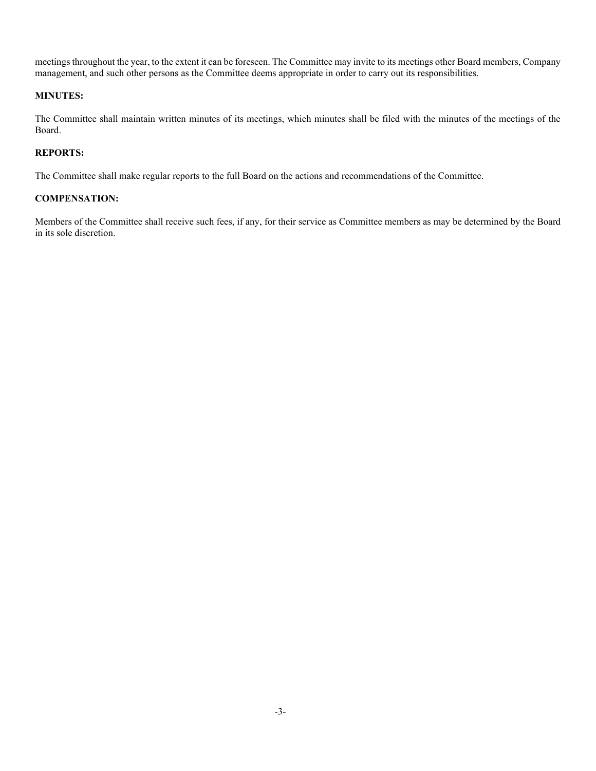meetings throughout the year, to the extent it can be foreseen. The Committee may invite to its meetings other Board members, Company management, and such other persons as the Committee deems appropriate in order to carry out its responsibilities.

**MINUTES:**

The Committee shall maintain written minutes of its meetings, which minutes shall be filed with the minutes of the meetings of the Board.

**REPORTS:**

The Committee shall make regular reports to the full Board on the actions and recommendations of the Committee.

**COMPENSATION:**

Members of the Committee shall receive such fees, if any, for their service as Committee members as may be determined by the Board in its sole discretion.